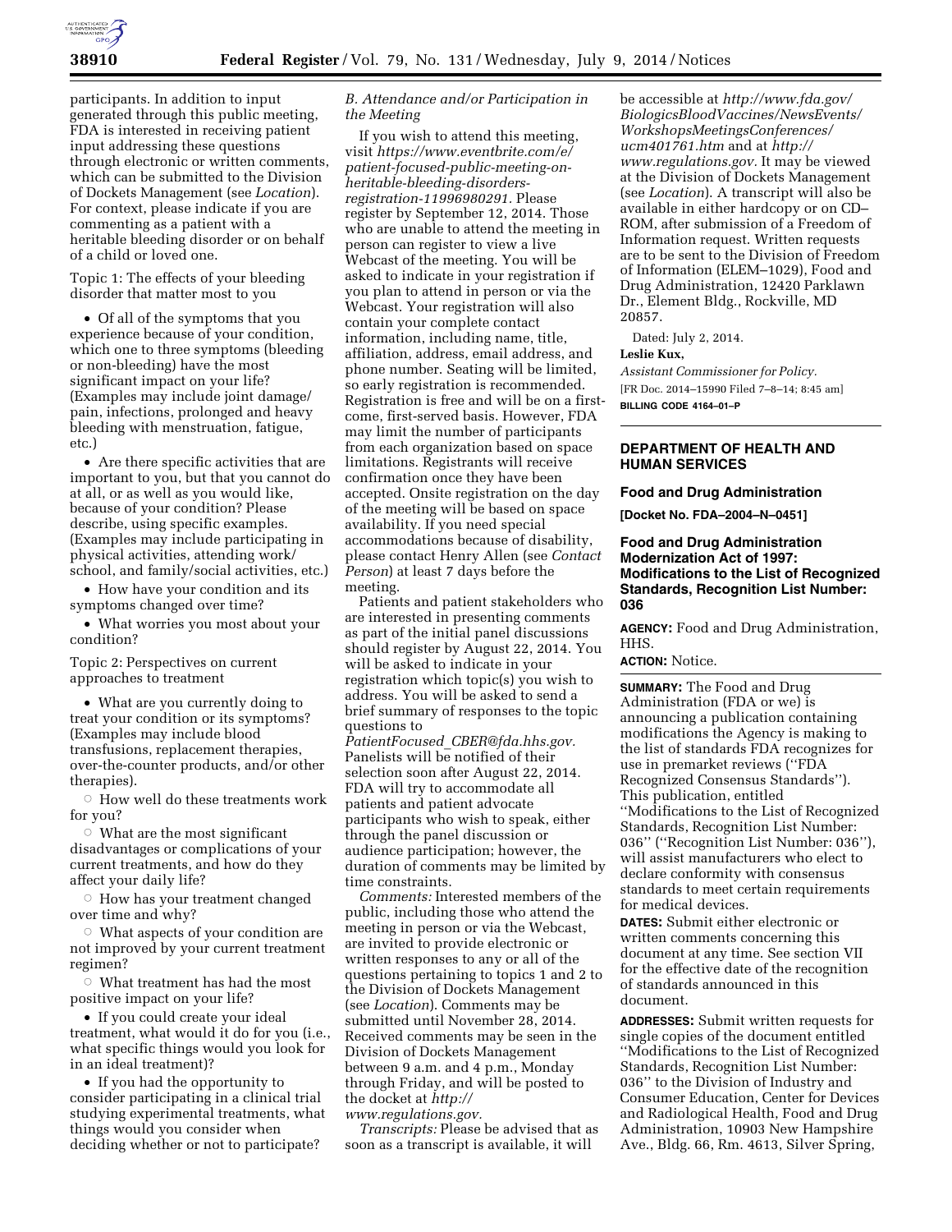participants. In addition to input generated through this public meeting, FDA is interested in receiving patient input addressing these questions through electronic or written comments, which can be submitted to the Division of Dockets Management (see *Location*). For context, please indicate if you are commenting as a patient with a heritable bleeding disorder or on behalf of a child or loved one.

Topic 1: The effects of your bleeding disorder that matter most to you

- Of all of the symptoms that you experience because of your condition, which one to three symptoms (bleeding or non-bleeding) have the most significant impact on your life? (Examples may include joint damage/pain, infections, prolonged and heavy bleeding with menstruation, fatigue, etc.)
- Are there specific activities that are important to you, but that you cannot do at all, or as well as you would like, because of your condition? Please describe, using specific examples. (Examples may include participating in physical activities, attending work/school, and family/social activities, etc.)
- How have your condition and its symptoms changed over time?
- What worries you most about your condition?

Topic 2: Perspectives on current approaches to treatment

- What are you currently doing to treat your condition or its symptoms? (Examples may include blood transfusions, replacement therapies, over-the-counter products, and/or other therapies).
  - How well do these treatments work for you?
  - What are the most significant disadvantages or complications of your current treatments, and how do they affect your daily life?
  - How has your treatment changed over time and why?
  - What aspects of your condition are not improved by your current treatment regimen?
  - What treatment has had the most positive impact on your life?
- If you could create your ideal treatment, what would it do for you (i.e., what specific things would you look for in an ideal treatment)?
- If you had the opportunity to consider participating in a clinical trial studying experimental treatments, what things would you consider when deciding whether or not to participate?

*B. Attendance and/or Participation in the Meeting*

If you wish to attend this meeting, visit *https://www.eventbrite.com/e/patient-focused-public-meeting-on-heritable-bleeding-disorders-registration-11996980291.* Please register by September 12, 2014. Those who are unable to attend the meeting in person can register to view a live Webcast of the meeting. You will be asked to indicate in your registration if you plan to attend in person or via the Webcast. Your registration will also contain your complete contact information, including name, title, affiliation, address, email address, and phone number. Seating will be limited, so early registration is recommended. Registration is free and will be on a first-come, first-served basis. However, FDA may limit the number of participants from each organization based on space limitations. Registrants will receive confirmation once they have been accepted. Onsite registration on the day of the meeting will be based on space availability. If you need special accommodations because of disability, please contact Henry Allen (see *Contact Person*) at least 7 days before the meeting.

Patients and patient stakeholders who are interested in presenting comments as part of the initial panel discussions should register by August 22, 2014. You will be asked to indicate in your registration which topic(s) you wish to address. You will be asked to send a brief summary of responses to the topic questions to *PatientFocused_CBER@fda.hhs.gov.* Panelists will be notified of their selection soon after August 22, 2014. FDA will try to accommodate all patients and patient advocate participants who wish to speak, either through the panel discussion or audience participation; however, the duration of comments may be limited by time constraints.

*Comments:* Interested members of the public, including those who attend the meeting in person or via the Webcast, are invited to provide electronic or written responses to any or all of the questions pertaining to topics 1 and 2 to the Division of Dockets Management (see *Location*). Comments may be submitted until November 28, 2014. Received comments may be seen in the Division of Dockets Management between 9 a.m. and 4 p.m., Monday through Friday, and will be posted to the docket at *http://www.regulations.gov.*

*Transcripts:* Please be advised that as soon as a transcript is available, it will be accessible at *http://www.fda.gov/BiologicsBloodVaccines/NewsEvents/WorkshopsMeetingsConferences/ucm401761.htm* and at *http://www.regulations.gov.* It may be viewed at the Division of Dockets Management (see *Location*). A transcript will also be available in either hardcopy or on CD–ROM, after submission of a Freedom of Information request. Written requests are to be sent to the Division of Freedom of Information (ELEM–1029), Food and Drug Administration, 12420 Parklawn Dr., Element Bldg., Rockville, MD 20857.

Dated: July 2, 2014.

**Leslie Kux,**

*Assistant Commissioner for Policy.*

[FR Doc. 2014–15990 Filed 7–8–14; 8:45 am]

**BILLING CODE 4164–01–P**

## DEPARTMENT OF HEALTH AND HUMAN SERVICES

### Food and Drug Administration

**[Docket No. FDA–2004–N–0451]**

### Food and Drug Administration Modernization Act of 1997: Modifications to the List of Recognized Standards, Recognition List Number: 036

**AGENCY:** Food and Drug Administration, HHS.

**ACTION:** Notice.

**SUMMARY:** The Food and Drug Administration (FDA or we) is announcing a publication containing modifications the Agency is making to the list of standards FDA recognizes for use in premarket reviews (''FDA Recognized Consensus Standards''). This publication, entitled ''Modifications to the List of Recognized Standards, Recognition List Number: 036'' (''Recognition List Number: 036''), will assist manufacturers who elect to declare conformity with consensus standards to meet certain requirements for medical devices.

**DATES:** Submit either electronic or written comments concerning this document at any time. See section VII for the effective date of the recognition of standards announced in this document.

**ADDRESSES:** Submit written requests for single copies of the document entitled ''Modifications to the List of Recognized Standards, Recognition List Number: 036'' to the Division of Industry and Consumer Education, Center for Devices and Radiological Health, Food and Drug Administration, 10903 New Hampshire Ave., Bldg. 66, Rm. 4613, Silver Spring,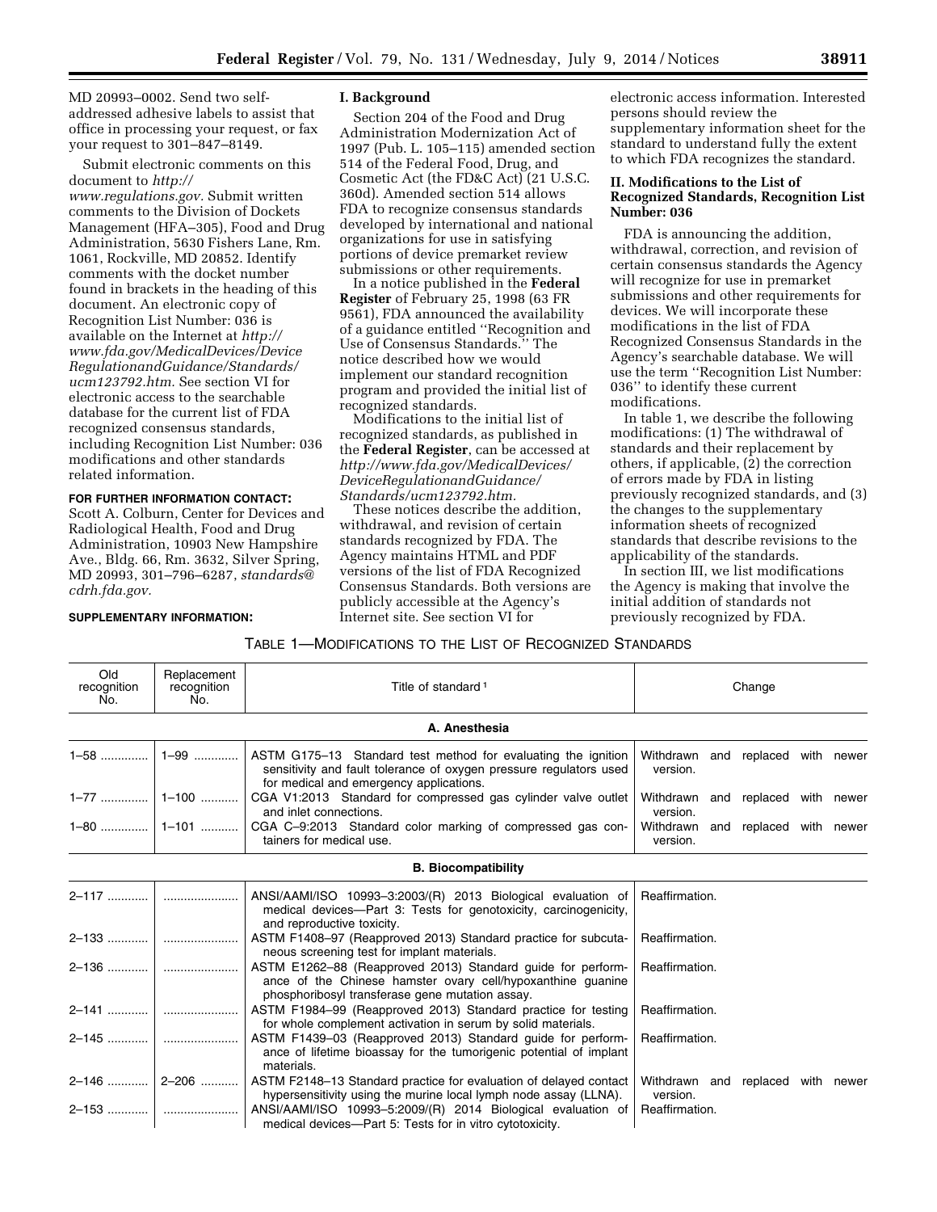MD 20993–0002. Send two self-addressed adhesive labels to assist that office in processing your request, or fax your request to 301–847–8149.

Submit electronic comments on this document to *http://www.regulations.gov*. Submit written comments to the Division of Dockets Management (HFA–305), Food and Drug Administration, 5630 Fishers Lane, Rm. 1061, Rockville, MD 20852. Identify comments with the docket number found in brackets in the heading of this document. An electronic copy of Recognition List Number: 036 is available on the Internet at *http://www.fda.gov/MedicalDevices/DeviceRegulationandGuidance/Standards/ucm123792.htm*. See section VI for electronic access to the searchable database for the current list of FDA recognized consensus standards, including Recognition List Number: 036 modifications and other standards related information.

**FOR FURTHER INFORMATION CONTACT:** Scott A. Colburn, Center for Devices and Radiological Health, Food and Drug Administration, 10903 New Hampshire Ave., Bldg. 66, Rm. 3632, Silver Spring, MD 20993, 301–796–6287, *standards@cdrh.fda.gov*.

**SUPPLEMENTARY INFORMATION:**

## I. Background

Section 204 of the Food and Drug Administration Modernization Act of 1997 (Pub. L. 105–115) amended section 514 of the Federal Food, Drug, and Cosmetic Act (the FD&C Act) (21 U.S.C. 360d). Amended section 514 allows FDA to recognize consensus standards developed by international and national organizations for use in satisfying portions of device premarket review submissions or other requirements.

In a notice published in the **Federal Register** of February 25, 1998 (63 FR 9561), FDA announced the availability of a guidance entitled ''Recognition and Use of Consensus Standards.'' The notice described how we would implement our standard recognition program and provided the initial list of recognized standards.

Modifications to the initial list of recognized standards, as published in the **Federal Register**, can be accessed at *http://www.fda.gov/MedicalDevices/DeviceRegulationandGuidance/Standards/ucm123792.htm*.

These notices describe the addition, withdrawal, and revision of certain standards recognized by FDA. The Agency maintains HTML and PDF versions of the list of FDA Recognized Consensus Standards. Both versions are publicly accessible at the Agency's Internet site. See section VI for electronic access information. Interested persons should review the supplementary information sheet for the standard to understand fully the extent to which FDA recognizes the standard.

## II. Modifications to the List of Recognized Standards, Recognition List Number: 036

FDA is announcing the addition, withdrawal, correction, and revision of certain consensus standards the Agency will recognize for use in premarket submissions and other requirements for devices. We will incorporate these modifications in the list of FDA Recognized Consensus Standards in the Agency's searchable database. We will use the term ''Recognition List Number: 036'' to identify these current modifications.

In table 1, we describe the following modifications: (1) The withdrawal of standards and their replacement by others, if applicable, (2) the correction of errors made by FDA in listing previously recognized standards, and (3) the changes to the supplementary information sheets of recognized standards that describe revisions to the applicability of the standards.

In section III, we list modifications the Agency is making that involve the initial addition of standards not previously recognized by FDA.

TABLE 1—MODIFICATIONS TO THE LIST OF RECOGNIZED STANDARDS

| Old recognition No. | Replacement recognition No. | Title of standard [1] | Change |
|---|---|---|---|
| **A. Anesthesia** | | | |
| 1–58 | 1–99 | ASTM G175–13 Standard test method for evaluating the ignition sensitivity and fault tolerance of oxygen pressure regulators used for medical and emergency applications. | Withdrawn and replaced with newer version. |
| 1–77 | 1–100 | CGA V1:2013 Standard for compressed gas cylinder valve outlet and inlet connections. | Withdrawn and replaced with newer version. |
| 1–80 | 1–101 | CGA C–9:2013 Standard color marking of compressed gas containers for medical use. | Withdrawn and replaced with newer version. |
| **B. Biocompatibility** | | | |
| 2–117 | | ANSI/AAMI/ISO 10993–3:2003/(R) 2013 Biological evaluation of medical devices—Part 3: Tests for genotoxicity, carcinogenicity, and reproductive toxicity. | Reaffirmation. |
| 2–133 | | ASTM F1408–97 (Reapproved 2013) Standard practice for subcutaneous screening test for implant materials. | Reaffirmation. |
| 2–136 | | ASTM E1262–88 (Reapproved 2013) Standard guide for performance of the Chinese hamster ovary cell/hypoxanthine guanine phosphoribosyl transferase gene mutation assay. | Reaffirmation. |
| 2–141 | | ASTM F1984–99 (Reapproved 2013) Standard practice for testing for whole complement activation in serum by solid materials. | Reaffirmation. |
| 2–145 | | ASTM F1439–03 (Reapproved 2013) Standard guide for performance of lifetime bioassay for the tumorigenic potential of implant materials. | Reaffirmation. |
| 2–146 | 2–206 | ASTM F2148–13 Standard practice for evaluation of delayed contact hypersensitivity using the murine local lymph node assay (LLNA). | Withdrawn and replaced with newer version. |
| 2–153 | | ANSI/AAMI/ISO 10993–5:2009/(R) 2014 Biological evaluation of medical devices—Part 5: Tests for in vitro cytotoxicity. | Reaffirmation. |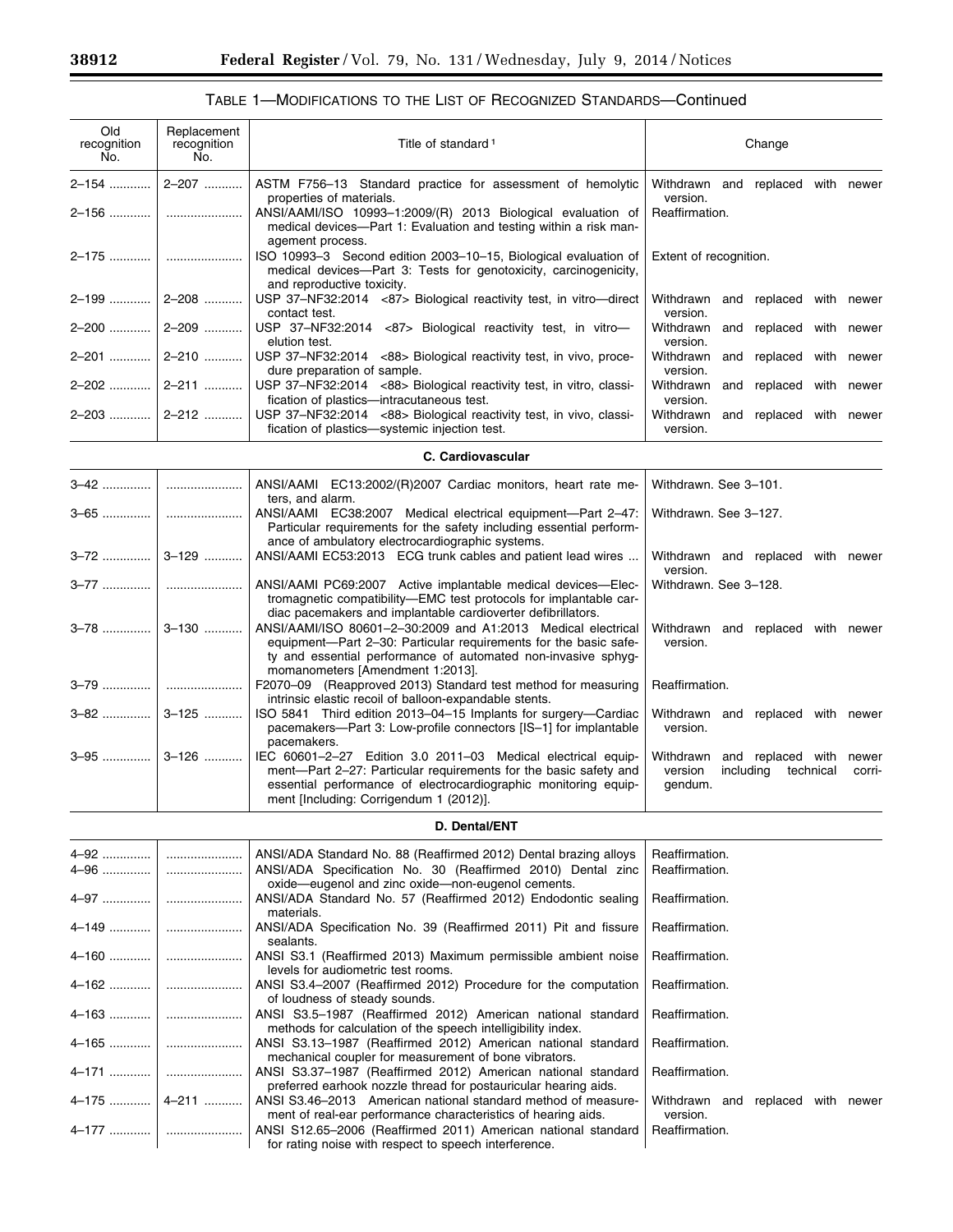TABLE 1—MODIFICATIONS TO THE LIST OF RECOGNIZED STANDARDS—Continued

| Old recognition No. | Replacement recognition No. | Title of standard [1] | Change |
|---|---|---|---|
| 2–154 | 2–207 | ASTM F756–13 Standard practice for assessment of hemolytic properties of materials. | Withdrawn and replaced with newer version. |
| 2–156 | | ANSI/AAMI/ISO 10993–1:2009/(R) 2013 Biological evaluation of medical devices—Part 1: Evaluation and testing within a risk management process. | Reaffirmation. |
| 2–175 | | ISO 10993–3 Second edition 2003–10–15, Biological evaluation of medical devices—Part 3: Tests for genotoxicity, carcinogenicity, and reproductive toxicity. | Extent of recognition. |
| 2–199 | 2–208 | USP 37–NF32:2014 <87> Biological reactivity test, in vitro—direct contact test. | Withdrawn and replaced with newer version. |
| 2–200 | 2–209 | USP 37–NF32:2014 <87> Biological reactivity test, in vitro—elution test. | Withdrawn and replaced with newer version. |
| 2–201 | 2–210 | USP 37–NF32:2014 <88> Biological reactivity test, in vivo, procedure preparation of sample. | Withdrawn and replaced with newer version. |
| 2–202 | 2–211 | USP 37–NF32:2014 <88> Biological reactivity test, in vitro, classification of plastics—intracutaneous test. | Withdrawn and replaced with newer version. |
| 2–203 | 2–212 | USP 37–NF32:2014 <88> Biological reactivity test, in vivo, classification of plastics—systemic injection test. | Withdrawn and replaced with newer version. |
| **C. Cardiovascular** | | | |
| 3–42 | | ANSI/AAMI EC13:2002/(R)2007 Cardiac monitors, heart rate meters, and alarm. | Withdrawn. See 3–101. |
| 3–65 | | ANSI/AAMI EC38:2007 Medical electrical equipment—Part 2–47: Particular requirements for the safety including essential performance of ambulatory electrocardiographic systems. | Withdrawn. See 3–127. |
| 3–72 | 3–129 | ANSI/AAMI EC53:2013 ECG trunk cables and patient lead wires ... | Withdrawn and replaced with newer version. |
| 3–77 | | ANSI/AAMI PC69:2007 Active implantable medical devices—Electromagnetic compatibility—EMC test protocols for implantable cardiac pacemakers and implantable cardioverter defibrillators. | Withdrawn. See 3–128. |
| 3–78 | 3–130 | ANSI/AAMI/ISO 80601–2–30:2009 and A1:2013 Medical electrical equipment—Part 2–30: Particular requirements for the basic safety and essential performance of automated non-invasive sphygmomanometers [Amendment 1:2013]. | Withdrawn and replaced with newer version. |
| 3–79 | | F2070–09 (Reapproved 2013) Standard test method for measuring intrinsic elastic recoil of balloon-expandable stents. | Reaffirmation. |
| 3–82 | 3–125 | ISO 5841 Third edition 2013–04–15 Implants for surgery—Cardiac pacemakers—Part 3: Low-profile connectors [IS–1] for implantable pacemakers. | Withdrawn and replaced with newer version. |
| 3–95 | 3–126 | IEC 60601–2–27 Edition 3.0 2011–03 Medical electrical equipment—Part 2–27: Particular requirements for the basic safety and essential performance of electrocardiographic monitoring equipment [Including: Corrigendum 1 (2012)]. | Withdrawn and replaced with newer version including technical corrigendum. |
| **D. Dental/ENT** | | | |
| 4–92 | | ANSI/ADA Standard No. 88 (Reaffirmed 2012) Dental brazing alloys | Reaffirmation. |
| 4–96 | | ANSI/ADA Specification No. 30 (Reaffirmed 2010) Dental zinc oxide—eugenol and zinc oxide—non-eugenol cements. | Reaffirmation. |
| 4–97 | | ANSI/ADA Standard No. 57 (Reaffirmed 2012) Endodontic sealing materials. | Reaffirmation. |
| 4–149 | | ANSI/ADA Specification No. 39 (Reaffirmed 2011) Pit and fissure sealants. | Reaffirmation. |
| 4–160 | | ANSI S3.1 (Reaffirmed 2013) Maximum permissible ambient noise levels for audiometric test rooms. | Reaffirmation. |
| 4–162 | | ANSI S3.4–2007 (Reaffirmed 2012) Procedure for the computation of loudness of steady sounds. | Reaffirmation. |
| 4–163 | | ANSI S3.5–1987 (Reaffirmed 2012) American national standard methods for calculation of the speech intelligibility index. | Reaffirmation. |
| 4–165 | | ANSI S3.13–1987 (Reaffirmed 2012) American national standard mechanical coupler for measurement of bone vibrators. | Reaffirmation. |
| 4–171 | | ANSI S3.37–1987 (Reaffirmed 2012) American national standard preferred earhook nozzle thread for postauricular hearing aids. | Reaffirmation. |
| 4–175 | 4–211 | ANSI S3.46–2013 American national standard method of measurement of real-ear performance characteristics of hearing aids. | Withdrawn and replaced with newer version. |
| 4–177 | | ANSI S12.65–2006 (Reaffirmed 2011) American national standard for rating noise with respect to speech interference. | Reaffirmation. |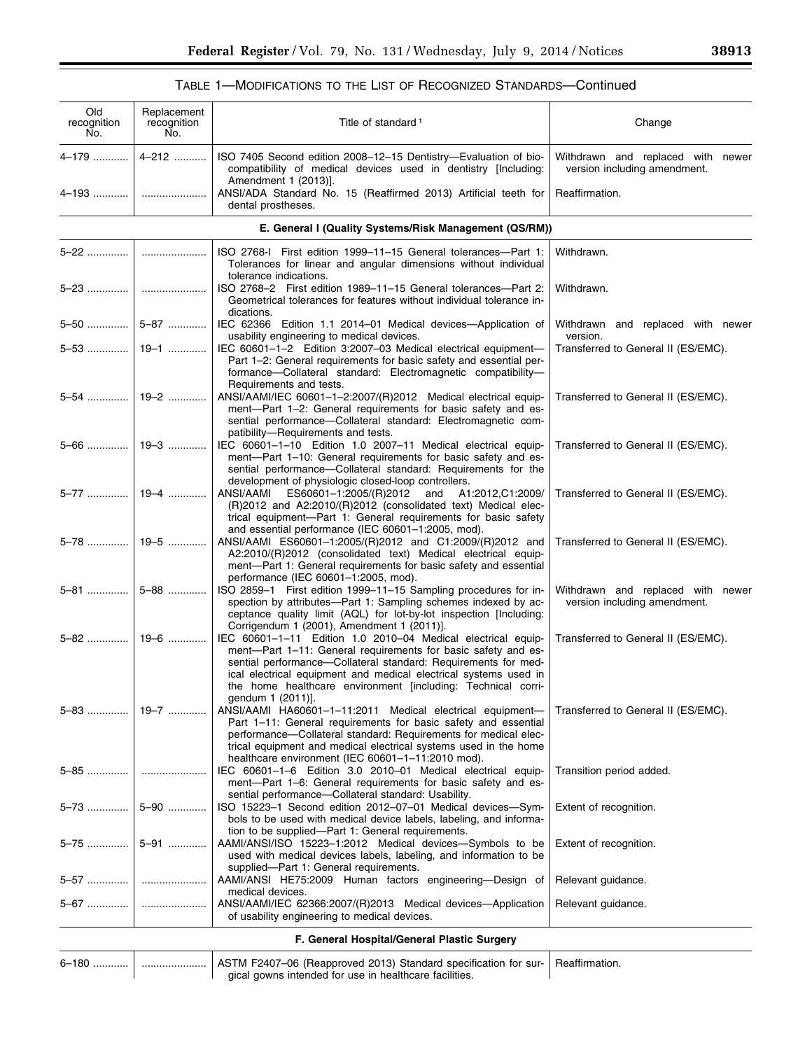TABLE 1—MODIFICATIONS TO THE LIST OF RECOGNIZED STANDARDS—Continued

| Old recognition No. | Replacement recognition No. | Title of standard [1] | Change |
|---|---|---|---|
| 4–179 | 4–212 | ISO 7405 Second edition 2008–12–15 Dentistry—Evaluation of biocompatibility of medical devices used in dentistry [Including: Amendment 1 (2013)]. | Withdrawn and replaced with newer version including amendment. |
| 4–193 | | ANSI/ADA Standard No. 15 (Reaffirmed 2013) Artificial teeth for dental prostheses. | Reaffirmation. |
| **E. General I (Quality Systems/Risk Management (QS/RM))** | | | |
| 5–22 | | ISO 2768-l First edition 1999–11–15 General tolerances—Part 1: Tolerances for linear and angular dimensions without individual tolerance indications. | Withdrawn. |
| 5–23 | | ISO 2768–2 First edition 1989–11–15 General tolerances—Part 2: Geometrical tolerances for features without individual tolerance indications. | Withdrawn. |
| 5–50 | 5–87 | IEC 62366 Edition 1.1 2014–01 Medical devices—Application of usability engineering to medical devices. | Withdrawn and replaced with newer version. |
| 5–53 | 19–1 | IEC 60601–1–2 Edition 3:2007–03 Medical electrical equipment—Part 1–2: General requirements for basic safety and essential performance—Collateral standard: Electromagnetic compatibility—Requirements and tests. | Transferred to General II (ES/EMC). |
| 5–54 | 19–2 | ANSI/AAMI/IEC 60601–1–2:2007/(R)2012 Medical electrical equipment—Part 1–2: General requirements for basic safety and essential performance—Collateral standard: Electromagnetic compatibility—Requirements and tests. | Transferred to General II (ES/EMC). |
| 5–66 | 19–3 | IEC 60601–1–10 Edition 1.0 2007–11 Medical electrical equipment—Part 1–10: General requirements for basic safety and essential performance—Collateral standard: Requirements for the development of physiologic closed-loop controllers. | Transferred to General II (ES/EMC). |
| 5–77 | 19–4 | ANSI/AAMI ES60601–1:2005/(R)2012 and A1:2012,C1:2009/(R)2012 and A2:2010/(R)2012 (consolidated text) Medical electrical equipment—Part 1: General requirements for basic safety and essential performance (IEC 60601–1:2005, mod). | Transferred to General II (ES/EMC). |
| 5–78 | 19–5 | ANSI/AAMI ES60601–1:2005/(R)2012 and C1:2009/(R)2012 and A2:2010/(R)2012 (consolidated text) Medical electrical equipment—Part 1: General requirements for basic safety and essential performance (IEC 60601–1:2005, mod). | Transferred to General II (ES/EMC). |
| 5–81 | 5–88 | ISO 2859–1 First edition 1999–11–15 Sampling procedures for inspection by attributes—Part 1: Sampling schemes indexed by acceptance quality limit (AQL) for lot-by-lot inspection [Including: Corrigendum 1 (2001), Amendment 1 (2011)]. | Withdrawn and replaced with newer version including amendment. |
| 5–82 | 19–6 | IEC 60601–1–11 Edition 1.0 2010–04 Medical electrical equipment—Part 1–11: General requirements for basic safety and essential performance—Collateral standard: Requirements for medical electrical equipment and medical electrical systems used in the home healthcare environment [including: Technical corrigendum 1 (2011)]. | Transferred to General II (ES/EMC). |
| 5–83 | 19–7 | ANSI/AAMI HA60601–1–11:2011 Medical electrical equipment—Part 1–11: General requirements for basic safety and essential performance—Collateral standard: Requirements for medical electrical equipment and medical electrical systems used in the home healthcare environment (IEC 60601–1–11:2010 mod). | Transferred to General II (ES/EMC). |
| 5–85 | | IEC 60601–1–6 Edition 3.0 2010–01 Medical electrical equipment—Part 1–6: General requirements for basic safety and essential performance—Collateral standard: Usability. | Transition period added. |
| 5–73 | 5–90 | ISO 15223–1 Second edition 2012–07–01 Medical devices—Symbols to be used with medical devices labels, labeling, and information to be supplied—Part 1: General requirements. | Extent of recognition. |
| 5–75 | 5–91 | AAMI/ANSI/ISO 15223–1:2012 Medical devices—Symbols to be used with medical devices labels, labeling, and information to be supplied—Part 1: General requirements. | Extent of recognition. |
| 5–57 | | AAMI/ANSI HE75:2009 Human factors engineering—Design of medical devices. | Relevant guidance. |
| 5–67 | | ANSI/AAMI/IEC 62366:2007/(R)2013 Medical devices—Application of usability engineering to medical devices. | Relevant guidance. |
| **F. General Hospital/General Plastic Surgery** | | | |
| 6–180 | | ASTM F2407–06 (Reapproved 2013) Standard specification for surgical gowns intended for use in healthcare facilities. | Reaffirmation. |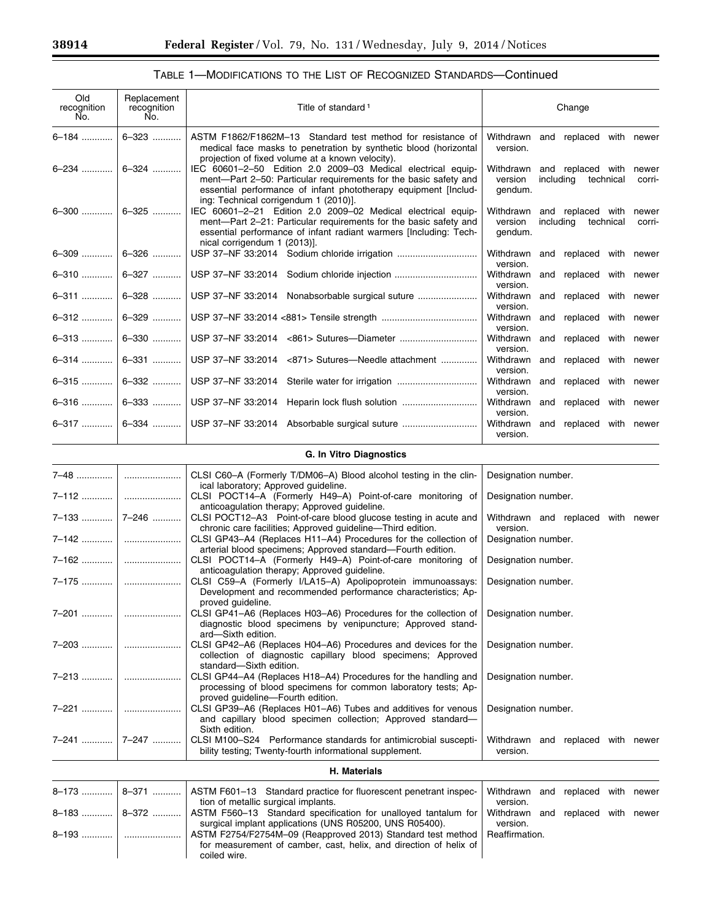TABLE 1—MODIFICATIONS TO THE LIST OF RECOGNIZED STANDARDS—Continued

| Old recognition No. | Replacement recognition No. | Title of standard [1] | Change |
|---|---|---|---|
| 6–184 | 6–323 | ASTM F1862/F1862M–13 Standard test method for resistance of medical face masks to penetration by synthetic blood (horizontal projection of fixed volume at a known velocity). | Withdrawn and replaced with newer version. |
| 6–234 | 6–324 | IEC 60601–2–50 Edition 2.0 2009–03 Medical electrical equipment—Part 2–50: Particular requirements for the basic safety and essential performance of infant phototherapy equipment [Including: Technical corrigendum 1 (2010)]. | Withdrawn and replaced with newer version including technical corrigendum. |
| 6–300 | 6–325 | IEC 60601–2–21 Edition 2.0 2009–02 Medical electrical equipment—Part 2–21: Particular requirements for the basic safety and essential performance of infant radiant warmers [Including: Technical corrigendum 1 (2013)]. | Withdrawn and replaced with newer version including technical corrigendum. |
| 6–309 | 6–326 | USP 37–NF 33:2014 Sodium chloride irrigation | Withdrawn and replaced with newer version. |
| 6–310 | 6–327 | USP 37–NF 33:2014 Sodium chloride injection | Withdrawn and replaced with newer version. |
| 6–311 | 6–328 | USP 37–NF 33:2014 Nonabsorbable surgical suture | Withdrawn and replaced with newer version. |
| 6–312 | 6–329 | USP 37–NF 33:2014 <881> Tensile strength | Withdrawn and replaced with newer version. |
| 6–313 | 6–330 | USP 37–NF 33:2014 <861> Sutures—Diameter | Withdrawn and replaced with newer version. |
| 6–314 | 6–331 | USP 37–NF 33:2014 <871> Sutures—Needle attachment | Withdrawn and replaced with newer version. |
| 6–315 | 6–332 | USP 37–NF 33:2014 Sterile water for irrigation | Withdrawn and replaced with newer version. |
| 6–316 | 6–333 | USP 37–NF 33:2014 Heparin lock flush solution | Withdrawn and replaced with newer version. |
| 6–317 | 6–334 | USP 37–NF 33:2014 Absorbable surgical suture | Withdrawn and replaced with newer version. |
| **G. In Vitro Diagnostics** | | | |
| 7–48 | | CLSI C60–A (Formerly T/DM06–A) Blood alcohol testing in the clinical laboratory; Approved guideline. | Designation number. |
| 7–112 | | CLSI POCT14–A (Formerly H49–A) Point-of-care monitoring of anticoagulation therapy; Approved guideline. | Designation number. |
| 7–133 | 7–246 | CLSI POCT12–A3 Point-of-care blood glucose testing in acute and chronic care facilities; Approved guideline—Third edition. | Withdrawn and replaced with newer version. |
| 7–142 | | CLSI GP43–A4 (Replaces H11–A4) Procedures for the collection of arterial blood specimens; Approved standard—Fourth edition. | Designation number. |
| 7–162 | | CLSI POCT14–A (Formerly H49–A) Point-of-care monitoring of anticoagulation therapy; Approved guideline. | Designation number. |
| 7–175 | | CLSI C59–A (Formerly I/LA15–A) Apolipoprotein immunoassays: Development and recommended performance characteristics; Approved guideline. | Designation number. |
| 7–201 | | CLSI GP41–A6 (Replaces H03–A6) Procedures for the collection of diagnostic blood specimens by venipuncture; Approved standard—Sixth edition. | Designation number. |
| 7–203 | | CLSI GP42–A6 (Replaces H04–A6) Procedures and devices for the collection of diagnostic capillary blood specimens; Approved standard—Sixth edition. | Designation number. |
| 7–213 | | CLSI GP44–A4 (Replaces H18–A4) Procedures for the handling and processing of blood specimens for common laboratory tests; Approved guideline—Fourth edition. | Designation number. |
| 7–221 | | CLSI GP39–A6 (Replaces H01–A6) Tubes and additives for venous and capillary blood specimen collection; Approved standard—Sixth edition. | Designation number. |
| 7–241 | 7–247 | CLSI M100–S24 Performance standards for antimicrobial susceptibility testing; Twenty-fourth informational supplement. | Withdrawn and replaced with newer version. |
| **H. Materials** | | | |
| 8–173 | 8–371 | ASTM F601–13 Standard practice for fluorescent penetrant inspection of metallic surgical implants. | Withdrawn and replaced with newer version. |
| 8–183 | 8–372 | ASTM F560–13 Standard specification for unalloyed tantalum for surgical implant applications (UNS R05200, UNS R05400). | Withdrawn and replaced with newer version. |
| 8–193 | | ASTM F2754/F2754M–09 (Reapproved 2013) Standard test method for measurement of camber, cast, helix, and direction of helix of coiled wire. | Reaffirmation. |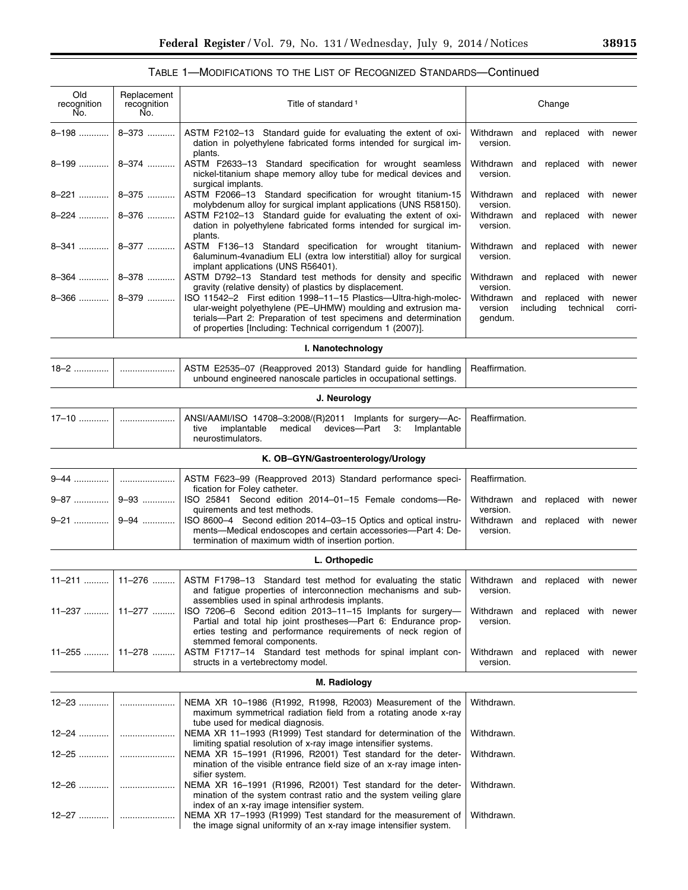TABLE 1—MODIFICATIONS TO THE LIST OF RECOGNIZED STANDARDS—Continued

| Old recognition No. | Replacement recognition No. | Title of standard[1] | Change |
|---|---|---|---|
| 8–198 ............ | 8–373 ........... | ASTM F2102–13 Standard guide for evaluating the extent of oxidation in polyethylene fabricated forms intended for surgical implants. | Withdrawn and replaced with newer version. |
| 8–199 ............ | 8–374 ........... | ASTM F2633–13 Standard specification for wrought seamless nickel-titanium shape memory alloy tube for medical devices and surgical implants. | Withdrawn and replaced with newer version. |
| 8–221 ............ | 8–375 ........... | ASTM F2066–13 Standard specification for wrought titanium-15 molybdenum alloy for surgical implant applications (UNS R58150). | Withdrawn and replaced with newer version. |
| 8–224 ............ | 8–376 ........... | ASTM F2102–13 Standard guide for evaluating the extent of oxidation in polyethylene fabricated forms intended for surgical implants. | Withdrawn and replaced with newer version. |
| 8–341 ............ | 8–377 ........... | ASTM F136–13 Standard specification for wrought titanium-6aluminum-4vanadium ELI (extra low interstitial) alloy for surgical implant applications (UNS R56401). | Withdrawn and replaced with newer version. |
| 8–364 ............ | 8–378 ........... | ASTM D792–13 Standard test methods for density and specific gravity (relative density) of plastics by displacement. | Withdrawn and replaced with newer version. |
| 8–366 ............ | 8–379 ........... | ISO 11542–2 First edition 1998–11–15 Plastics—Ultra-high-molecular-weight polyethylene (PE–UHMW) moulding and extrusion materials—Part 2: Preparation of test specimens and determination of properties [Including: Technical corrigendum 1 (2007)]. | Withdrawn and replaced with newer version including technical corrigendum. |
| **I. Nanotechnology** | | | |
| 18–2 .............. | ...................... | ASTM E2535–07 (Reapproved 2013) Standard guide for handling unbound engineered nanoscale particles in occupational settings. | Reaffirmation. |
| **J. Neurology** | | | |
| 17–10 ............ | ...................... | ANSI/AAMI/ISO 14708–3:2008/(R)2011 Implants for surgery—Active implantable medical devices—Part 3: Implantable neurostimulators. | Reaffirmation. |
| **K. OB–GYN/Gastroenterology/Urology** | | | |
| 9–44 .............. | ...................... | ASTM F623–99 (Reapproved 2013) Standard performance specification for Foley catheter. | Reaffirmation. |
| 9–87 .............. | 9–93 ............ | ISO 25841 Second edition 2014–01–15 Female condoms—Requirements and test methods. | Withdrawn and replaced with newer version. |
| 9–21 .............. | 9–94 ............ | ISO 8600–4 Second edition 2014–03–15 Optics and optical instruments—Medical endoscopes and certain accessories—Part 4: Determination of maximum width of insertion portion. | Withdrawn and replaced with newer version. |
| **L. Orthopedic** | | | |
| 11–211 .......... | 11–276 ......... | ASTM F1798–13 Standard test method for evaluating the static and fatigue properties of interconnection mechanisms and subassemblies used in spinal arthrodesis implants. | Withdrawn and replaced with newer version. |
| 11–237 .......... | 11–277 ......... | ISO 7206–6 Second edition 2013–11–15 Implants for surgery—Partial and total hip joint prostheses—Part 6: Endurance properties testing and performance requirements of neck region of stemmed femoral components. | Withdrawn and replaced with newer version. |
| 11–255 .......... | 11–278 ......... | ASTM F1717–14 Standard test methods for spinal implant constructs in a vertebrectomy model. | Withdrawn and replaced with newer version. |
| **M. Radiology** | | | |
| 12–23 ............ | ...................... | NEMA XR 10–1986 (R1992, R1998, R2003) Measurement of the maximum symmetrical radiation field from a rotating anode x-ray tube used for medical diagnosis. | Withdrawn. |
| 12–24 ............ | ...................... | NEMA XR 11–1993 (R1999) Test standard for determination of the limiting spatial resolution of x-ray image intensifier systems. | Withdrawn. |
| 12–25 ............ | ...................... | NEMA XR 15–1991 (R1996, R2001) Test standard for the determination of the visible entrance field size of an x-ray image intensifier system. | Withdrawn. |
| 12–26 ............ | ...................... | NEMA XR 16–1991 (R1996, R2001) Test standard for the determination of the system contrast ratio and the system veiling glare index of an x-ray image intensifier system. | Withdrawn. |
| 12–27 ............ | ...................... | NEMA XR 17–1993 (R1999) Test standard for the measurement of the image signal uniformity of an x-ray image intensifier system. | Withdrawn. |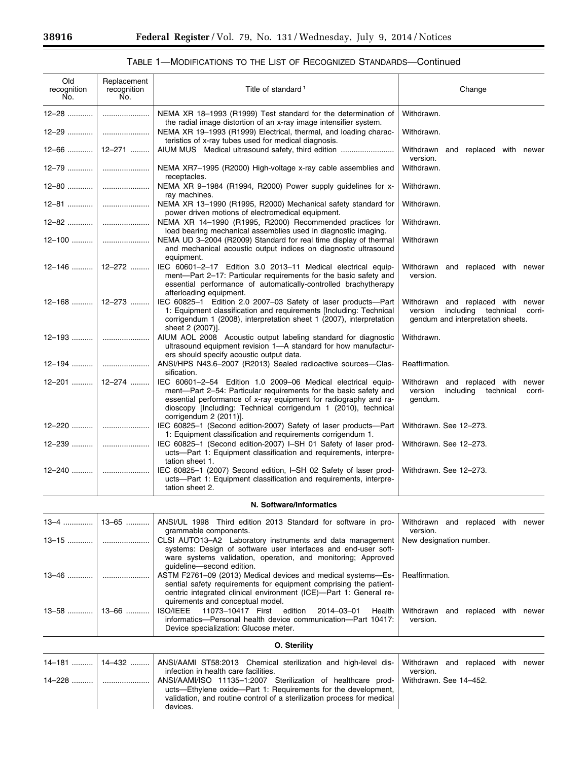## TABLE 1—MODIFICATIONS TO THE LIST OF RECOGNIZED STANDARDS—Continued

| Old recognition No. | Replacement recognition No. | Title of standard [1] | Change |
|---|---|---|---|
| 12–28 | | NEMA XR 18–1993 (R1999) Test standard for the determination of the radial image distortion of an x-ray image intensifier system. | Withdrawn. |
| 12–29 | | NEMA XR 19–1993 (R1999) Electrical, thermal, and loading characteristics of x-ray tubes used for medical diagnosis. | Withdrawn. |
| 12–66 | 12–271 | AIUM MUS Medical ultrasound safety, third edition | Withdrawn and replaced with newer version. |
| 12–79 | | NEMA XR7–1995 (R2000) High-voltage x-ray cable assemblies and receptacles. | Withdrawn. |
| 12–80 | | NEMA XR 9–1984 (R1994, R2000) Power supply guidelines for x-ray machines. | Withdrawn. |
| 12–81 | | NEMA XR 13–1990 (R1995, R2000) Mechanical safety standard for power driven motions of electromedical equipment. | Withdrawn. |
| 12–82 | | NEMA XR 14–1990 (R1995, R2000) Recommended practices for load bearing mechanical assemblies used in diagnostic imaging. | Withdrawn. |
| 12–100 | | NEMA UD 3–2004 (R2009) Standard for real time display of thermal and mechanical acoustic output indices on diagnostic ultrasound equipment. | Withdrawn |
| 12–146 | 12–272 | IEC 60601–2–17 Edition 3.0 2013–11 Medical electrical equipment—Part 2–17: Particular requirements for the basic safety and essential performance of automatically-controlled brachytherapy afterloading equipment. | Withdrawn and replaced with newer version. |
| 12–168 | 12–273 | IEC 60825–1 Edition 2.0 2007–03 Safety of laser products—Part 1: Equipment classification and requirements [Including: Technical corrigendum 1 (2008), interpretation sheet 1 (2007), interpretation sheet 2 (2007)]. | Withdrawn and replaced with newer version including technical corrigendum and interpretation sheets. |
| 12–193 | | AIUM AOL 2008 Acoustic output labeling standard for diagnostic ultrasound equipment revision 1—A standard for how manufacturers should specify acoustic output data. | Withdrawn. |
| 12–194 | | ANSI/HPS N43.6–2007 (R2013) Sealed radioactive sources—Classification. | Reaffirmation. |
| 12–201 | 12–274 | IEC 60601–2–54 Edition 1.0 2009–06 Medical electrical equipment—Part 2–54: Particular requirements for the basic safety and essential performance of x-ray equipment for radiography and radioscopy [Including: Technical corrigendum 1 (2010), technical corrigendum 2 (2011)]. | Withdrawn and replaced with newer version including technical corrigendum. |
| 12–220 | | IEC 60825–1 (Second edition-2007) Safety of laser products—Part 1: Equipment classification and requirements corrigendum 1. | Withdrawn. See 12–273. |
| 12–239 | | IEC 60825–1 (Second edition-2007) I–SH 01 Safety of laser products—Part 1: Equipment classification and requirements, interpretation sheet 1. | Withdrawn. See 12–273. |
| 12–240 | | IEC 60825–1 (2007) Second edition, I–SH 02 Safety of laser products—Part 1: Equipment classification and requirements, interpretation sheet 2. | Withdrawn. See 12–273. |
| **N. Software/Informatics** | | | |
| 13–4 | 13–65 | ANSI/UL 1998 Third edition 2013 Standard for software in programmable components. | Withdrawn and replaced with newer version. |
| 13–15 | | CLSI AUTO13–A2 Laboratory instruments and data management systems: Design of software user interfaces and end-user software systems validation, operation, and monitoring; Approved guideline—second edition. | New designation number. |
| 13–46 | | ASTM F2761–09 (2013) Medical devices and medical systems—Essential safety requirements for equipment comprising the patient-centric integrated clinical environment (ICE)—Part 1: General requirements and conceptual model. | Reaffirmation. |
| 13–58 | 13–66 | ISO/IEEE 11073–10417 First edition 2014–03–01 Health informatics—Personal health device communication—Part 10417: Device specialization: Glucose meter. | Withdrawn and replaced with newer version. |
| **O. Sterility** | | | |
| 14–181 | 14–432 | ANSI/AAMI ST58:2013 Chemical sterilization and high-level disinfection in health care facilities. | Withdrawn and replaced with newer version. |
| 14–228 | | ANSI/AAMI/ISO 11135–1:2007 Sterilization of healthcare products—Ethylene oxide—Part 1: Requirements for the development, validation, and routine control of a sterilization process for medical devices. | Withdrawn. See 14–452. |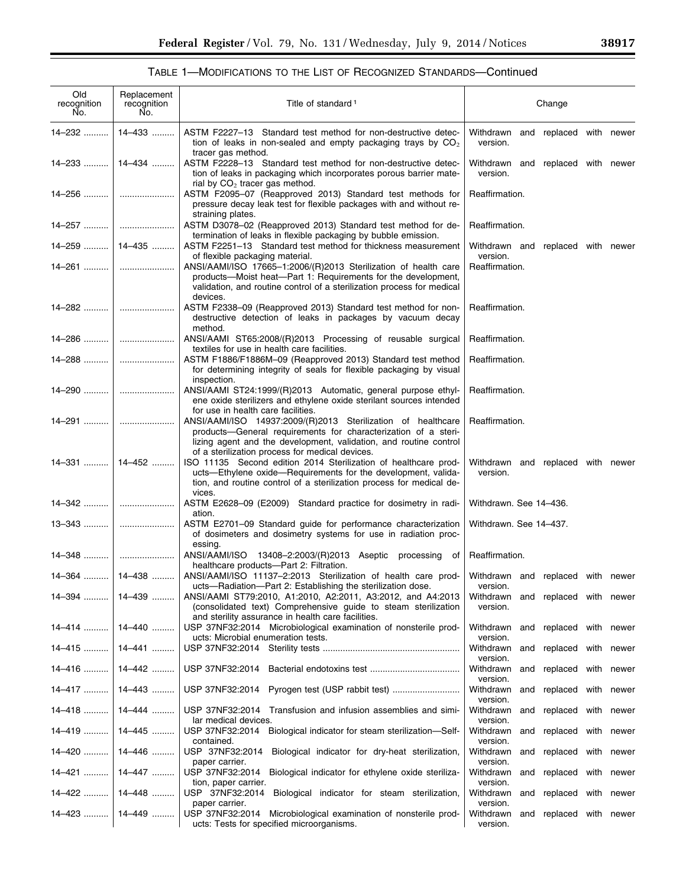TABLE 1—MODIFICATIONS TO THE LIST OF RECOGNIZED STANDARDS—Continued

| Old recognition No. | Replacement recognition No. | Title of standard [1] | Change |
|---|---|---|---|
| 14–232 | 14–433 | ASTM F2227–13 Standard test method for non-destructive detection of leaks in non-sealed and empty packaging trays by $CO_2$ tracer gas method. | Withdrawn and replaced with newer version. |
| 14–233 | 14–434 | ASTM F2228–13 Standard test method for non-destructive detection of leaks in packaging which incorporates porous barrier material by $CO_2$ tracer gas method. | Withdrawn and replaced with newer version. |
| 14–256 | | ASTM F2095–07 (Reapproved 2013) Standard test methods for pressure decay leak test for flexible packages with and without restraining plates. | Reaffirmation. |
| 14–257 | | ASTM D3078–02 (Reapproved 2013) Standard test method for determination of leaks in flexible packaging by bubble emission. | Reaffirmation. |
| 14–259 | 14–435 | ASTM F2251–13 Standard test method for thickness measurement of flexible packaging material. | Withdrawn and replaced with newer version. |
| 14–261 | | ANSI/AAMI/ISO 17665–1:2006/(R)2013 Sterilization of health care products—Moist heat—Part 1: Requirements for the development, validation, and routine control of a sterilization process for medical devices. | Reaffirmation. |
| 14–282 | | ASTM F2338–09 (Reapproved 2013) Standard test method for non-destructive detection of leaks in packages by vacuum decay method. | Reaffirmation. |
| 14–286 | | ANSI/AAMI ST65:2008/(R)2013 Processing of reusable surgical textiles for use in health care facilities. | Reaffirmation. |
| 14–288 | | ASTM F1886/F1886M–09 (Reapproved 2013) Standard test method for determining integrity of seals for flexible packaging by visual inspection. | Reaffirmation. |
| 14–290 | | ANSI/AAMI ST24:1999/(R)2013 Automatic, general purpose ethylene oxide sterilizers and ethylene oxide sterilant sources intended for use in health care facilities. | Reaffirmation. |
| 14–291 | | ANSI/AAMI/ISO 14937:2009/(R)2013 Sterilization of healthcare products—General requirements for characterization of a sterilizing agent and the development, validation, and routine control of a sterilization process for medical devices. | Reaffirmation. |
| 14–331 | 14–452 | ISO 11135 Second edition 2014 Sterilization of healthcare products—Ethylene oxide—Requirements for the development, validation, and routine control of a sterilization process for medical devices. | Withdrawn and replaced with newer version. |
| 14–342 | | ASTM E2628–09 (E2009) Standard practice for dosimetry in radiation. | Withdrawn. See 14–436. |
| 13–343 | | ASTM E2701–09 Standard guide for performance characterization of dosimeters and dosimetry systems for use in radiation processing. | Withdrawn. See 14–437. |
| 14–348 | | ANSI/AAMI/ISO 13408–2:2003/(R)2013 Aseptic processing of healthcare products—Part 2: Filtration. | Reaffirmation. |
| 14–364 | 14–438 | ANSI/AAMI/ISO 11137–2:2013 Sterilization of health care products—Radiation—Part 2: Establishing the sterilization dose. | Withdrawn and replaced with newer version. |
| 14–394 | 14–439 | ANSI/AAMI ST79:2010, A1:2010, A2:2011, A3:2012, and A4:2013 (consolidated text) Comprehensive guide to steam sterilization and sterility assurance in health care facilities. | Withdrawn and replaced with newer version. |
| 14–414 | 14–440 | USP 37NF32:2014 Microbiological examination of nonsterile products: Microbial enumeration tests. | Withdrawn and replaced with newer version. |
| 14–415 | 14–441 | USP 37NF32:2014 Sterility tests | Withdrawn and replaced with newer version. |
| 14–416 | 14–442 | USP 37NF32:2014 Bacterial endotoxins test | Withdrawn and replaced with newer version. |
| 14–417 | 14–443 | USP 37NF32:2014 Pyrogen test (USP rabbit test) | Withdrawn and replaced with newer version. |
| 14–418 | 14–444 | USP 37NF32:2014 Transfusion and infusion assemblies and similar medical devices. | Withdrawn and replaced with newer version. |
| 14–419 | 14–445 | USP 37NF32:2014 Biological indicator for steam sterilization—Self-contained. | Withdrawn and replaced with newer version. |
| 14–420 | 14–446 | USP 37NF32:2014 Biological indicator for dry-heat sterilization, paper carrier. | Withdrawn and replaced with newer version. |
| 14–421 | 14–447 | USP 37NF32:2014 Biological indicator for ethylene oxide sterilization, paper carrier. | Withdrawn and replaced with newer version. |
| 14–422 | 14–448 | USP 37NF32:2014 Biological indicator for steam sterilization, paper carrier. | Withdrawn and replaced with newer version. |
| 14–423 | 14–449 | USP 37NF32:2014 Microbiological examination of nonsterile products: Tests for specified microorganisms. | Withdrawn and replaced with newer version. |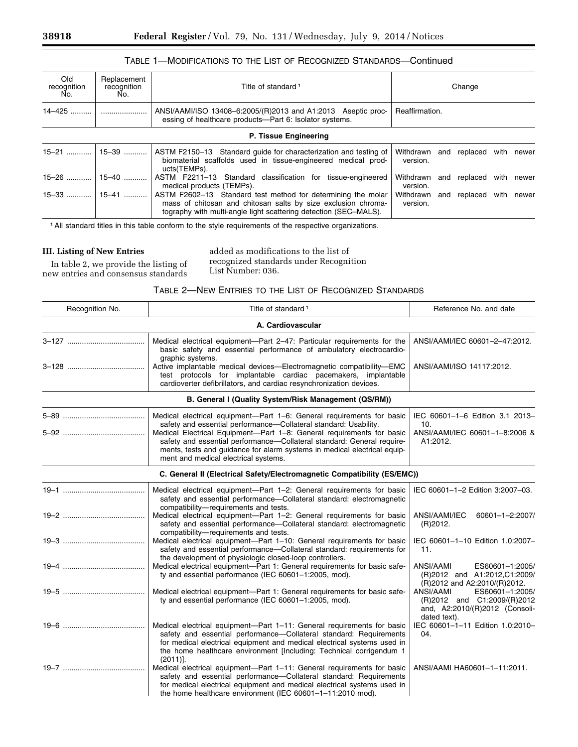TABLE 1—MODIFICATIONS TO THE LIST OF RECOGNIZED STANDARDS—Continued

| Old recognition No. | Replacement recognition No. | Title of standard [1] | Change |
|---|---|---|---|
| 14–425 | | ANSI/AAMI/ISO 13408–6:2005/(R)2013 and A1:2013 Aseptic processing of healthcare products—Part 6: Isolator systems. | Reaffirmation. |
| **P. Tissue Engineering** | | | |
| 15–21 | 15–39 | ASTM F2150–13 Standard guide for characterization and testing of biomaterial scaffolds used in tissue-engineered medical products(TEMPs). | Withdrawn and replaced with newer version. |
| 15–26 | 15–40 | ASTM F2211–13 Standard classification for tissue-engineered medical products (TEMPs). | Withdrawn and replaced with newer version. |
| 15–33 | 15–41 | ASTM F2602–13 Standard test method for determining the molar mass of chitosan and chitosan salts by size exclusion chromatography with multi-angle light scattering detection (SEC–MALS). | Withdrawn and replaced with newer version. |

[1] All standard titles in this table conform to the style requirements of the respective organizations.

## III. Listing of New Entries

In table 2, we provide the listing of new entries and consensus standards added as modifications to the list of recognized standards under Recognition List Number: 036.

TABLE 2—NEW ENTRIES TO THE LIST OF RECOGNIZED STANDARDS

| Recognition No. | Title of standard [1] | Reference No. and date |
|---|---|---|
| **A. Cardiovascular** | | |
| 3–127 | Medical electrical equipment—Part 2–47: Particular requirements for the basic safety and essential performance of ambulatory electrocardiographic systems. | ANSI/AAMI/IEC 60601–2–47:2012. |
| 3–128 | Active implantable medical devices—Electromagnetic compatibility—EMC test protocols for implantable cardiac pacemakers, implantable cardioverter defibrillators, and cardiac resynchronization devices. | ANSI/AAMI/ISO 14117:2012. |
| **B. General I (Quality System/Risk Management (QS/RM))** | | |
| 5–89 | Medical electrical equipment—Part 1–6: General requirements for basic safety and essential performance—Collateral standard: Usability. | IEC 60601–1–6 Edition 3.1 2013–10. |
| 5–92 | Medical Electrical Equipment—Part 1–8: General requirements for basic safety and essential performance—Collateral standard: General requirements, tests and guidance for alarm systems in medical electrical equipment and medical electrical systems. | ANSI/AAMI/IEC 60601–1–8:2006 & A1:2012. |
| **C. General II (Electrical Safety/Electromagnetic Compatibility (ES/EMC))** | | |
| 19–1 | Medical electrical equipment—Part 1–2: General requirements for basic safety and essential performance—Collateral standard: electromagnetic compatibility—requirements and tests. | IEC 60601–1–2 Edition 3:2007–03. |
| 19–2 | Medical electrical equipment—Part 1–2: General requirements for basic safety and essential performance—Collateral standard: electromagnetic compatibility—requirements and tests. | ANSI/AAMI/IEC 60601–1–2:2007/(R)2012. |
| 19–3 | Medical electrical equipment—Part 1–10: General requirements for basic safety and essential performance—Collateral standard: requirements for the development of physiologic closed-loop controllers. | IEC 60601–1–10 Edition 1.0:2007–11. |
| 19–4 | Medical electrical equipment—Part 1: General requirements for basic safety and essential performance (IEC 60601–1:2005, mod). | ANSI/AAMI ES60601–1:2005/(R)2012 and A1:2012,C1:2009/(R)2012 and A2:2010/(R)2012. |
| 19–5 | Medical electrical equipment—Part 1: General requirements for basic safety and essential performance (IEC 60601–1:2005, mod). | ANSI/AAMI ES60601–1:2005/(R)2012 and C1:2009/(R)2012 and, A2:2010/(R)2012 (Consolidated text). |
| 19–6 | Medical electrical equipment—Part 1–11: General requirements for basic safety and essential performance—Collateral standard: Requirements for medical electrical equipment and medical electrical systems used in the home healthcare environment [Including: Technical corrigendum 1 (2011)]. | IEC 60601–1–11 Edition 1.0:2010–04. |
| 19–7 | Medical electrical equipment—Part 1–11: General requirements for basic safety and essential performance—Collateral standard: Requirements for medical electrical equipment and medical electrical systems used in the home healthcare environment (IEC 60601–1–11:2010 mod). | ANSI/AAMI HA60601–1–11:2011. |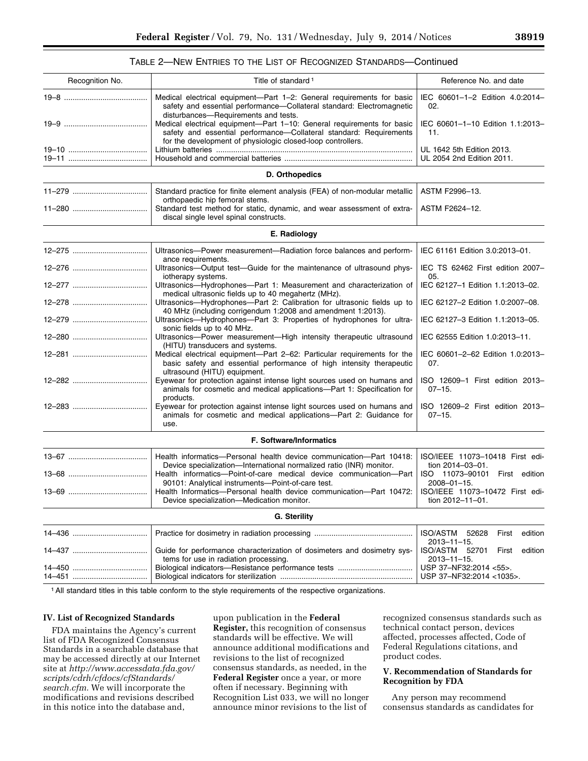TABLE 2—NEW ENTRIES TO THE LIST OF RECOGNIZED STANDARDS—Continued

| Recognition No. | Title of standard [1] | Reference No. and date |
|---|---|---|
| 19–8 | Medical electrical equipment—Part 1–2: General requirements for basic safety and essential performance—Collateral standard: Electromagnetic disturbances—Requirements and tests. | IEC 60601–1–2 Edition 4.0:2014–02. |
| 19–9 | Medical electrical equipment—Part 1–10: General requirements for basic safety and essential performance—Collateral standard: Requirements for the development of physiologic closed-loop controllers. | IEC 60601–1–10 Edition 1.1:2013–11. |
| 19–10 | Lithium batteries | UL 1642 5th Edition 2013. |
| 19–11 | Household and commercial batteries | UL 2054 2nd Edition 2011. |
| **D. Orthopedics** | | |
| 11–279 | Standard practice for finite element analysis (FEA) of non-modular metallic orthopaedic hip femoral stems. | ASTM F2996–13. |
| 11–280 | Standard test method for static, dynamic, and wear assessment of extra-discal single level spinal constructs. | ASTM F2624–12. |
| **E. Radiology** | | |
| 12–275 | Ultrasonics—Power measurement—Radiation force balances and performance requirements. | IEC 61161 Edition 3.0:2013–01. |
| 12–276 | Ultrasonics—Output test—Guide for the maintenance of ultrasound physiotherapy systems. | IEC TS 62462 First edition 2007–05. |
| 12–277 | Ultrasonics—Hydrophones—Part 1: Measurement and characterization of medical ultrasonic fields up to 40 megahertz (MHz). | IEC 62127–1 Edition 1.1:2013–02. |
| 12–278 | Ultrasonics—Hydrophones—Part 2: Calibration for ultrasonic fields up to 40 MHz (including corrigendum 1:2008 and amendment 1:2013). | IEC 62127–2 Edition 1.0:2007–08. |
| 12–279 | Ultrasonics—Hydrophones—Part 3: Properties of hydrophones for ultrasonic fields up to 40 MHz. | IEC 62127–3 Edition 1.1:2013–05. |
| 12–280 | Ultrasonics—Power measurement—High intensity therapeutic ultrasound (HITU) transducers and systems. | IEC 62555 Edition 1.0:2013–11. |
| 12–281 | Medical electrical equipment—Part 2–62: Particular requirements for the basic safety and essential performance of high intensity therapeutic ultrasound (HITU) equipment. | IEC 60601–2–62 Edition 1.0:2013–07. |
| 12–282 | Eyewear for protection against intense light sources used on humans and animals for cosmetic and medical applications—Part 1: Specification for products. | ISO 12609–1 First edition 2013–07–15. |
| 12–283 | Eyewear for protection against intense light sources used on humans and animals for cosmetic and medical applications—Part 2: Guidance for use. | ISO 12609–2 First edition 2013–07–15. |
| **F. Software/Informatics** | | |
| 13–67 | Health informatics—Personal health device communication—Part 10418: Device specialization—International normalized ratio (INR) monitor. | ISO/IEEE 11073–10418 First edition 2014–03–01. |
| 13–68 | Health informatics—Point-of-care medical device communication—Part 90101: Analytical instruments—Point-of-care test. | ISO 11073–90101 First edition 2008–01–15. |
| 13–69 | Health Informatics—Personal health device communication—Part 10472: Device specialization—Medication monitor. | ISO/IEEE 11073–10472 First edition 2012–11–01. |
| **G. Sterility** | | |
| 14–436 | Practice for dosimetry in radiation processing | ISO/ASTM 52628 First edition 2013–11–15. |
| 14–437 | Guide for performance characterization of dosimeters and dosimetry systems for use in radiation processing. | ISO/ASTM 52701 First edition 2013–11–15. |
| 14–450 | Biological indicators—Resistance performance tests | USP 37–NF32:2014 <55>. |
| 14–451 | Biological indicators for sterilization | USP 37–NF32:2014 <1035>. |

[1] All standard titles in this table conform to the style requirements of the respective organizations.

## IV. List of Recognized Standards

FDA maintains the Agency's current list of FDA Recognized Consensus Standards in a searchable database that may be accessed directly at our Internet site at *http://www.accessdata.fda.gov/scripts/cdrh/cfdocs/cfStandards/search.cfm.* We will incorporate the modifications and revisions described in this notice into the database and, upon publication in the **Federal Register,** this recognition of consensus standards will be effective. We will announce additional modifications and revisions to the list of recognized consensus standards, as needed, in the **Federal Register** once a year, or more often if necessary. Beginning with Recognition List 033, we will no longer announce minor revisions to the list of recognized consensus standards such as technical contact person, devices affected, processes affected, Code of Federal Regulations citations, and product codes.

## V. Recommendation of Standards for Recognition by FDA

Any person may recommend consensus standards as candidates for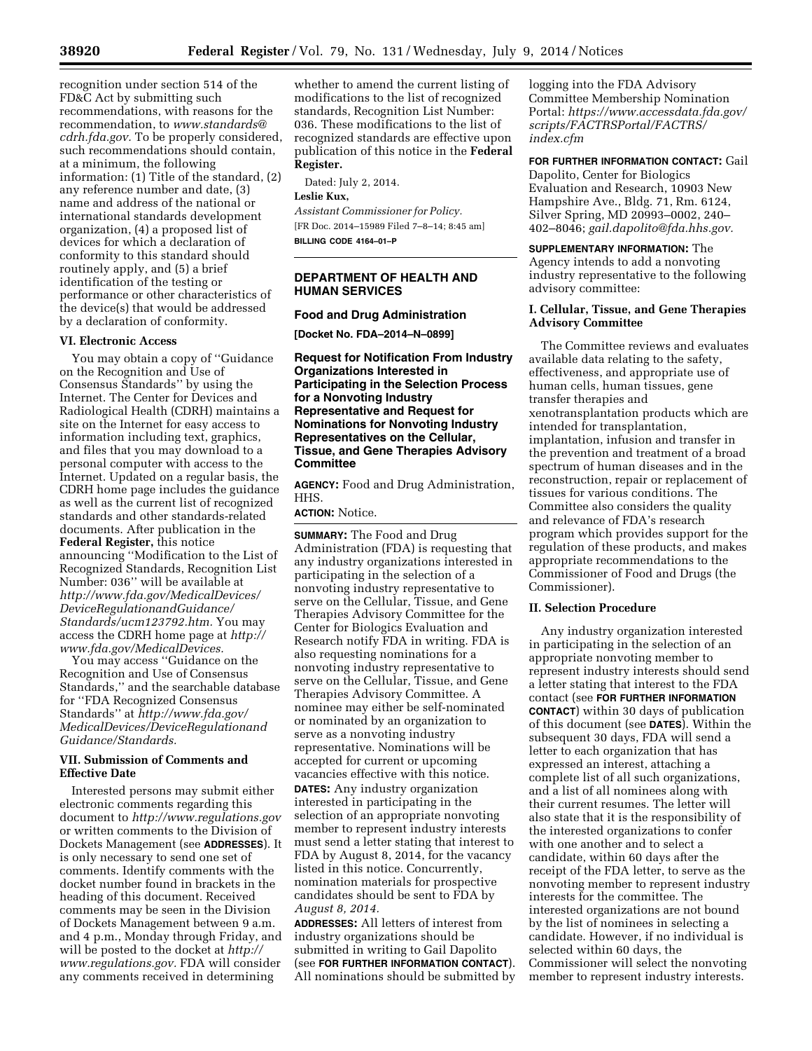recognition under section 514 of the FD&C Act by submitting such recommendations, with reasons for the recommendation, to *www.standards@cdrh.fda.gov.* To be properly considered, such recommendations should contain, at a minimum, the following information: (1) Title of the standard, (2) any reference number and date, (3) name and address of the national or international standards development organization, (4) a proposed list of devices for which a declaration of conformity to this standard should routinely apply, and (5) a brief identification of the testing or performance or other characteristics of the device(s) that would be addressed by a declaration of conformity.

### VI. Electronic Access

You may obtain a copy of ''Guidance on the Recognition and Use of Consensus Standards'' by using the Internet. The Center for Devices and Radiological Health (CDRH) maintains a site on the Internet for easy access to information including text, graphics, and files that you may download to a personal computer with access to the Internet. Updated on a regular basis, the CDRH home page includes the guidance as well as the current list of recognized standards and other standards-related documents. After publication in the **Federal Register,** this notice announcing ''Modification to the List of Recognized Standards, Recognition List Number: 036'' will be available at *http://www.fda.gov/MedicalDevices/DeviceRegulationandGuidance/Standards/ucm123792.htm.* You may access the CDRH home page at *http://www.fda.gov/MedicalDevices.*

You may access ''Guidance on the Recognition and Use of Consensus Standards,'' and the searchable database for ''FDA Recognized Consensus Standards'' at *http://www.fda.gov/MedicalDevices/DeviceRegulationandGuidance/Standards.*

### VII. Submission of Comments and Effective Date

Interested persons may submit either electronic comments regarding this document to *http://www.regulations.gov* or written comments to the Division of Dockets Management (see **ADDRESSES**). It is only necessary to send one set of comments. Identify comments with the docket number found in brackets in the heading of this document. Received comments may be seen in the Division of Dockets Management between 9 a.m. and 4 p.m., Monday through Friday, and will be posted to the docket at *http://www.regulations.gov.* FDA will consider any comments received in determining whether to amend the current listing of modifications to the list of recognized standards, Recognition List Number: 036. These modifications to the list of recognized standards are effective upon publication of this notice in the **Federal Register.**

Dated: July 2, 2014.

**Leslie Kux,**

*Assistant Commissioner for Policy.*

[FR Doc. 2014–15989 Filed 7–8–14; 8:45 am]

**BILLING CODE 4164–01–P**

---

## DEPARTMENT OF HEALTH AND HUMAN SERVICES

### Food and Drug Administration

**[Docket No. FDA–2014–N–0899]**

### Request for Notification From Industry Organizations Interested in Participating in the Selection Process for a Nonvoting Industry Representative and Request for Nominations for Nonvoting Industry Representatives on the Cellular, Tissue, and Gene Therapies Advisory Committee

**AGENCY:** Food and Drug Administration, HHS.

**ACTION:** Notice.

**SUMMARY:** The Food and Drug Administration (FDA) is requesting that any industry organizations interested in participating in the selection of a nonvoting industry representative to serve on the Cellular, Tissue, and Gene Therapies Advisory Committee for the Center for Biologics Evaluation and Research notify FDA in writing. FDA is also requesting nominations for a nonvoting industry representative to serve on the Cellular, Tissue, and Gene Therapies Advisory Committee. A nominee may either be self-nominated or nominated by an organization to serve as a nonvoting industry representative. Nominations will be accepted for current or upcoming vacancies effective with this notice.

**DATES:** Any industry organization interested in participating in the selection of an appropriate nonvoting member to represent industry interests must send a letter stating that interest to FDA by August 8, 2014, for the vacancy listed in this notice. Concurrently, nomination materials for prospective candidates should be sent to FDA by *August 8, 2014.*

**ADDRESSES:** All letters of interest from industry organizations should be submitted in writing to Gail Dapolito (see **FOR FURTHER INFORMATION CONTACT**). All nominations should be submitted by logging into the FDA Advisory Committee Membership Nomination Portal: *https://www.accessdata.fda.gov/scripts/FACTRSPortal/FACTRS/index.cfm*

**FOR FURTHER INFORMATION CONTACT:** Gail Dapolito, Center for Biologics Evaluation and Research, 10903 New Hampshire Ave., Bldg. 71, Rm. 6124, Silver Spring, MD 20993–0002, 240–402–8046; *gail.dapolito@fda.hhs.gov.*

**SUPPLEMENTARY INFORMATION:** The Agency intends to add a nonvoting industry representative to the following advisory committee:

### I. Cellular, Tissue, and Gene Therapies Advisory Committee

The Committee reviews and evaluates available data relating to the safety, effectiveness, and appropriate use of human cells, human tissues, gene transfer therapies and xenotransplantation products which are intended for transplantation, implantation, infusion and transfer in the prevention and treatment of a broad spectrum of human diseases and in the reconstruction, repair or replacement of tissues for various conditions. The Committee also considers the quality and relevance of FDA's research program which provides support for the regulation of these products, and makes appropriate recommendations to the Commissioner of Food and Drugs (the Commissioner).

### II. Selection Procedure

Any industry organization interested in participating in the selection of an appropriate nonvoting member to represent industry interests should send a letter stating that interest to the FDA contact (see **FOR FURTHER INFORMATION CONTACT**) within 30 days of publication of this document (see **DATES**). Within the subsequent 30 days, FDA will send a letter to each organization that has expressed an interest, attaching a complete list of all such organizations, and a list of all nominees along with their current resumes. The letter will also state that it is the responsibility of the interested organizations to confer with one another and to select a candidate, within 60 days after the receipt of the FDA letter, to serve as the nonvoting member to represent industry interests for the committee. The interested organizations are not bound by the list of nominees in selecting a candidate. However, if no individual is selected within 60 days, the Commissioner will select the nonvoting member to represent industry interests.